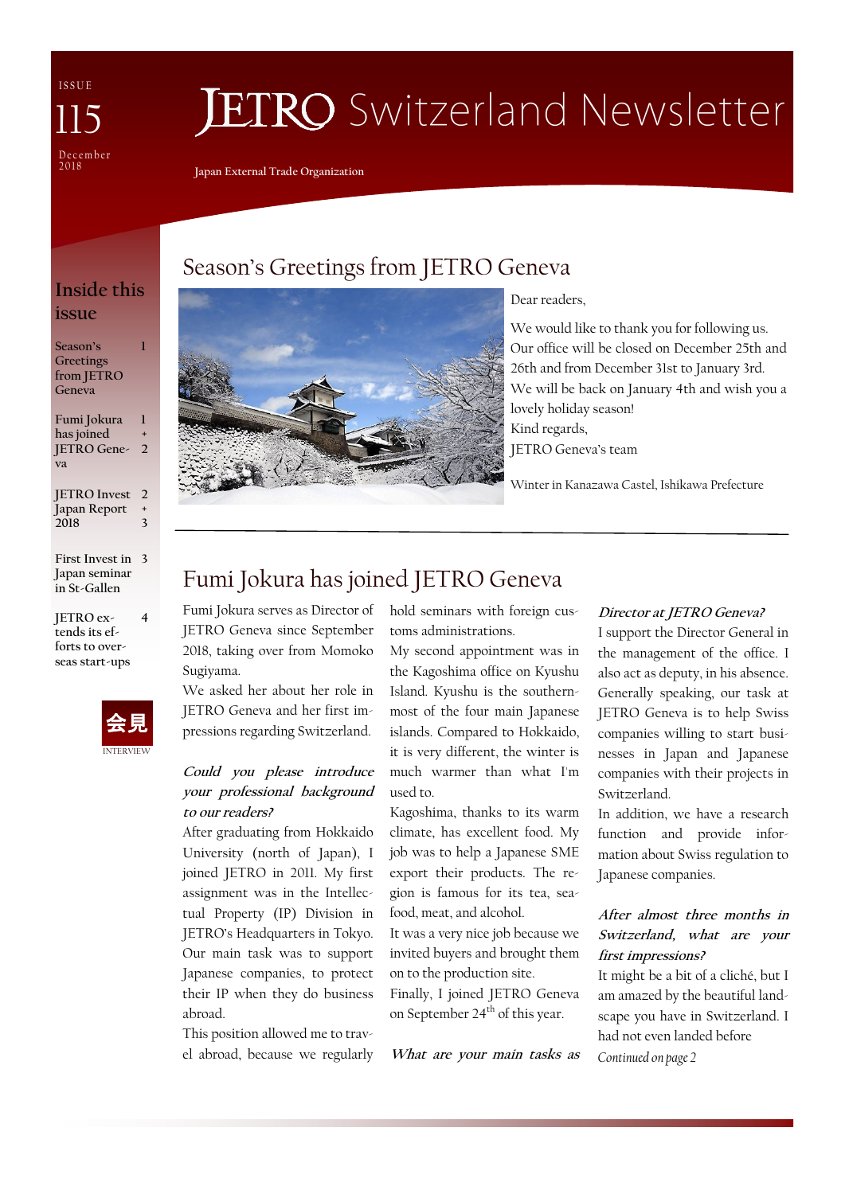ISSUE 115

December 2018

# JETRO Switzerland Newsletter

Japan External Trade Organization

## Inside this issue

| | |
|---|---|
| Season's Greetings from JETRO Geneva | 1 |
| Fumi Jokura has joined JETRO Geneva | 1 + 2 |
| JETRO Invest Japan Report 2018 | 2 + 3 |
| First Invest in Japan seminar in St-Gallen | 3 |
| JETRO extends its efforts to overseas start-ups | 4 |

会見

INTERVIEW

## Season's Greetings from JETRO Geneva

Dear readers,

We would like to thank you for following us. Our office will be closed on December 25th and 26th and from December 31st to January 3rd. We will be back on January 4th and wish you a lovely holiday season!

Kind regards,

JETRO Geneva's team

Winter in Kanazawa Castel, Ishikawa Prefecture

## Fumi Jokura has joined JETRO Geneva

Fumi Jokura serves as Director of JETRO Geneva since September 2018, taking over from Momoko Sugiyama.

We asked her about her role in JETRO Geneva and her first impressions regarding Switzerland.

***Could you please introduce your professional background to our readers?***

After graduating from Hokkaido University (north of Japan), I joined JETRO in 2011. My first assignment was in the Intellectual Property (IP) Division in JETRO's Headquarters in Tokyo. Our main task was to support Japanese companies, to protect their IP when they do business abroad.

This position allowed me to travel abroad, because we regularly hold seminars with foreign customs administrations.

My second appointment was in the Kagoshima office on Kyushu Island. Kyushu is the southernmost of the four main Japanese islands. Compared to Hokkaido, it is very different, the winter is much warmer than what I'm used to.

Kagoshima, thanks to its warm climate, has excellent food. My job was to help a Japanese SME export their products. The region is famous for its tea, seafood, meat, and alcohol.

It was a very nice job because we invited buyers and brought them on to the production site.

Finally, I joined JETRO Geneva on September 24th of this year.

***What are your main tasks as Director at JETRO Geneva?***

I support the Director General in the management of the office. I also act as deputy, in his absence. Generally speaking, our task at JETRO Geneva is to help Swiss companies willing to start businesses in Japan and Japanese companies with their projects in Switzerland.

In addition, we have a research function and provide information about Swiss regulation to Japanese companies.

***After almost three months in Switzerland, what are your first impressions?***

It might be a bit of a cliché, but I am amazed by the beautiful landscape you have in Switzerland. I had not even landed before

*Continued on page 2*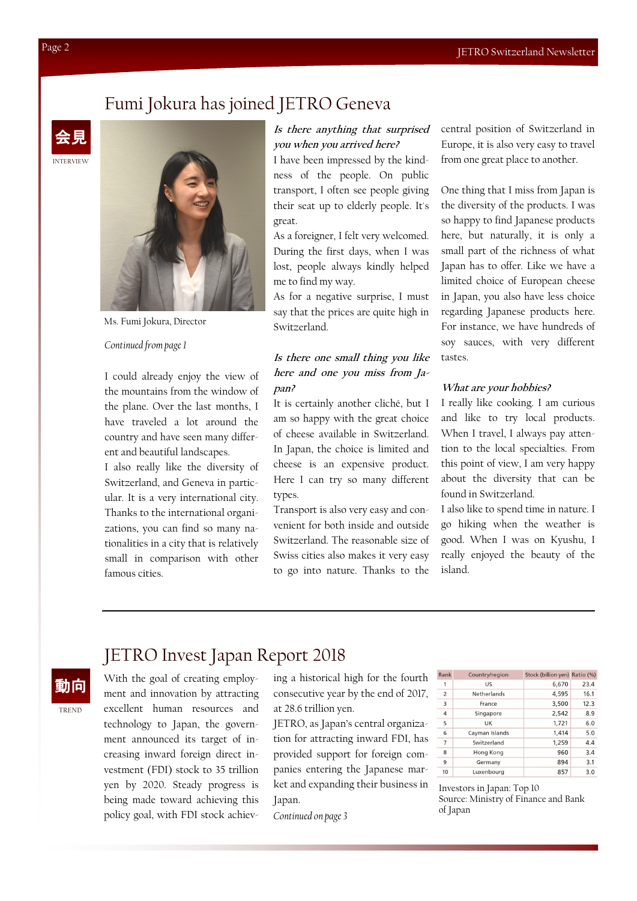## Fumi Jokura has joined JETRO Geneva

会見

INTERVIEW

Ms. Fumi Jokura, Director

*Continued from page 1*

I could already enjoy the view of the mountains from the window of the plane. Over the last months, I have traveled a lot around the country and have seen many different and beautiful landscapes.

I also really like the diversity of Switzerland, and Geneva in particular. It is a very international city. Thanks to the international organizations, you can find so many nationalities in a city that is relatively small in comparison with other famous cities.

***Is there anything that surprised you when you arrived here?***

I have been impressed by the kindness of the people. On public transport, I often see people giving their seat up to elderly people. It's great.

As a foreigner, I felt very welcomed. During the first days, when I was lost, people always kindly helped me to find my way.

As for a negative surprise, I must say that the prices are quite high in Switzerland.

***Is there one small thing you like here and one you miss from Japan?***

It is certainly another cliché, but I am so happy with the great choice of cheese available in Switzerland. In Japan, the choice is limited and cheese is an expensive product. Here I can try so many different types.

Transport is also very easy and convenient for both inside and outside Switzerland. The reasonable size of Swiss cities also makes it very easy to go into nature. Thanks to the central position of Switzerland in Europe, it is also very easy to travel from one great place to another.

One thing that I miss from Japan is the diversity of the products. I was so happy to find Japanese products here, but naturally, it is only a small part of the richness of what Japan has to offer. Like we have a limited choice of European cheese in Japan, you also have less choice regarding Japanese products here. For instance, we have hundreds of soy sauces, with very different tastes.

***What are your hobbies?***

I really like cooking. I am curious and like to try local products. When I travel, I always pay attention to the local specialties. From this point of view, I am very happy about the diversity that can be found in Switzerland.

I also like to spend time in nature. I go hiking when the weather is good. When I was on Kyushu, I really enjoyed the beauty of the island.

## JETRO Invest Japan Report 2018

動向

TREND

With the goal of creating employment and innovation by attracting excellent human resources and technology to Japan, the government announced its target of increasing inward foreign direct investment (FDI) stock to 35 trillion yen by 2020. Steady progress is being made toward achieving this policy goal, with FDI stock achieving a historical high for the fourth consecutive year by the end of 2017, at 28.6 trillion yen.

JETRO, as Japan's central organization for attracting inward FDI, has provided support for foreign companies entering the Japanese market and expanding their business in Japan.

*Continued on page 3*

| Rank | Country/region | Stock (billion yen) | Ratio (%) |
|---|---|---|---|
| 1 | US | 6,670 | 23.4 |
| 2 | Netherlands | 4,595 | 16.1 |
| 3 | France | 3,500 | 12.3 |
| 4 | Singapore | 2,542 | 8.9 |
| 5 | UK | 1,721 | 6.0 |
| 6 | Cayman Islands | 1,414 | 5.0 |
| 7 | Switzerland | 1,259 | 4.4 |
| 8 | Hong Kong | 960 | 3.4 |
| 9 | Germany | 894 | 3.1 |
| 10 | Luxenbourg | 857 | 3.0 |

Investors in Japan: Top 10
Source: Ministry of Finance and Bank of Japan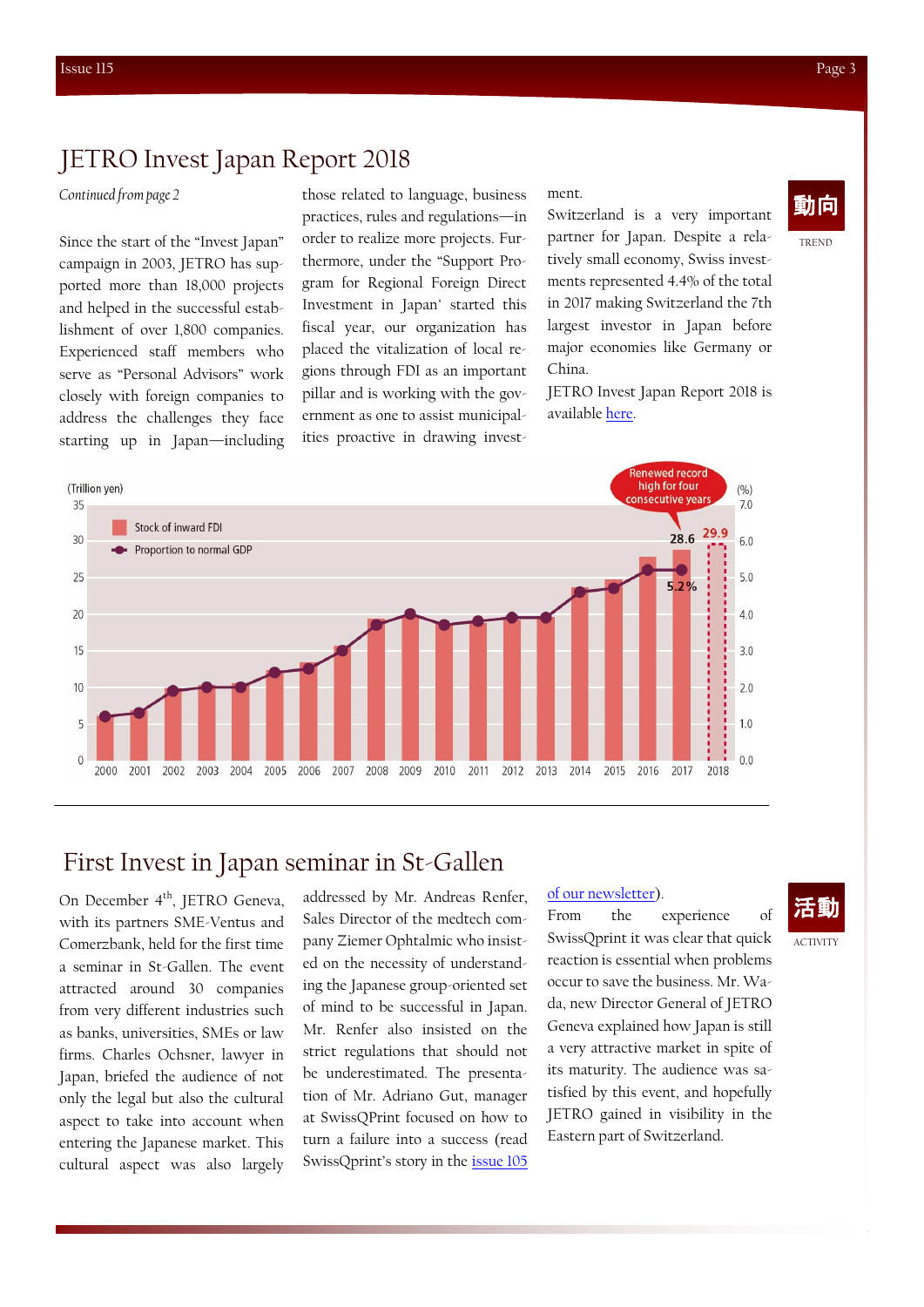# JETRO Invest Japan Report 2018

*Continued from page 2*

Since the start of the "Invest Japan" campaign in 2003, JETRO has supported more than 18,000 projects and helped in the successful establishment of over 1,800 companies. Experienced staff members who serve as "Personal Advisors" work closely with foreign companies to address the challenges they face starting up in Japan—including those related to language, business practices, rules and regulations—in order to realize more projects. Furthermore, under the "Support Program for Regional Foreign Direct Investment in Japan' started this fiscal year, our organization has placed the vitalization of local regions through FDI as an important pillar and is working with the government as one to assist municipalities proactive in drawing investment.

Switzerland is a very important partner for Japan. Despite a relatively small economy, Swiss investments represented 4.4% of the total in 2017 making Switzerland the 7th largest investor in Japan before major economies like Germany or China.

JETRO Invest Japan Report 2018 is available here.

動向

TREND

(Trillion yen) (%)

- Stock of inward FDI
- Proportion to normal GDP

Renewed record high for four consecutive years

28.6 29.9

5.2%

2000 2001 2002 2003 2004 2005 2006 2007 2008 2009 2010 2011 2012 2013 2014 2015 2016 2017 2018

# First Invest in Japan seminar in St-Gallen

On December 4th, JETRO Geneva, with its partners SME-Ventus and Comerzbank, held for the first time a seminar in St-Gallen. The event attracted around 30 companies from very different industries such as banks, universities, SMEs or law firms. Charles Ochsner, lawyer in Japan, briefed the audience of not only the legal but also the cultural aspect to take into account when entering the Japanese market. This cultural aspect was also largely addressed by Mr. Andreas Renfer, Sales Director of the medtech company Ziemer Ophtalmic who insisted on the necessity of understanding the Japanese group-oriented set of mind to be successful in Japan. Mr. Renfer also insisted on the strict regulations that should not be underestimated. The presentation of Mr. Adriano Gut, manager at SwissQPrint focused on how to turn a failure into a success (read SwissQprint's story in the issue 105 of our newsletter).

From the experience of SwissQprint it was clear that quick reaction is essential when problems occur to save the business. Mr. Wada, new Director General of JETRO Geneva explained how Japan is still a very attractive market in spite of its maturity. The audience was satisfied by this event, and hopefully JETRO gained in visibility in the Eastern part of Switzerland.

活動

ACTIVITY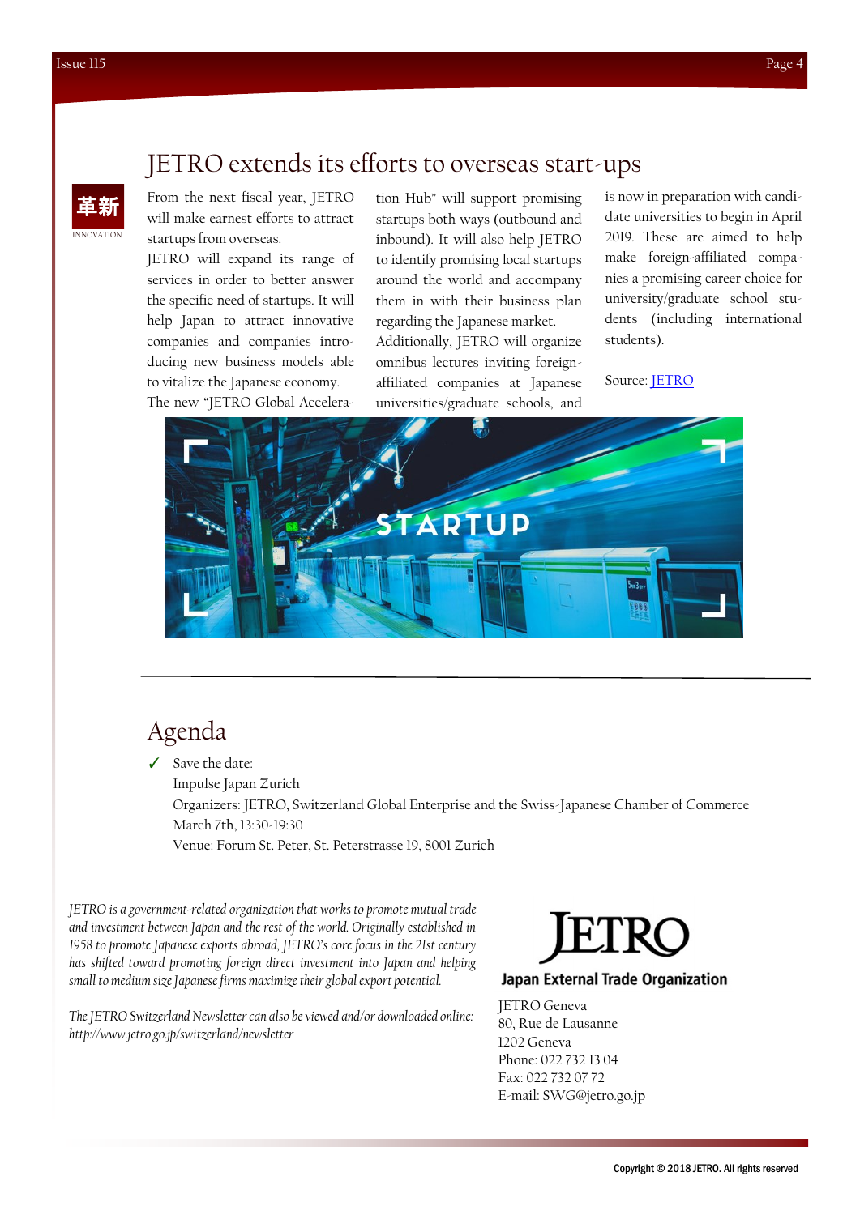# JETRO extends its efforts to overseas start-ups

革新
INNOVATION

From the next fiscal year, JETRO will make earnest efforts to attract startups from overseas.

JETRO will expand its range of services in order to better answer the specific need of startups. It will help Japan to attract innovative companies and companies introducing new business models able to vitalize the Japanese economy.

The new "JETRO Global Acceleration Hub" will support promising startups both ways (outbound and inbound). It will also help JETRO to identify promising local startups around the world and accompany them in with their business plan regarding the Japanese market.

Additionally, JETRO will organize omnibus lectures inviting foreign-affiliated companies at Japanese universities/graduate schools, and is now in preparation with candidate universities to begin in April 2019. These are aimed to help make foreign-affiliated companies a promising career choice for university/graduate school students (including international students).

Source: [JETRO]

## Agenda

✓ Save the date:
Impulse Japan Zurich
Organizers: JETRO, Switzerland Global Enterprise and the Swiss-Japanese Chamber of Commerce
March 7th, 13:30-19:30
Venue: Forum St. Peter, St. Peterstrasse 19, 8001 Zurich

*JETRO is a government-related organization that works to promote mutual trade and investment between Japan and the rest of the world. Originally established in 1958 to promote Japanese exports abroad, JETRO's core focus in the 21st century has shifted toward promoting foreign direct investment into Japan and helping small to medium size Japanese firms maximize their global export potential.*

*The JETRO Switzerland Newsletter can also be viewed and/or downloaded online: http://www.jetro.go.jp/switzerland/newsletter*

JETRO
**Japan External Trade Organization**

JETRO Geneva
80, Rue de Lausanne
1202 Geneva
Phone: 022 732 13 04
Fax: 022 732 07 72
E-mail: SWG@jetro.go.jp

Copyright © 2018 JETRO. All rights reserved